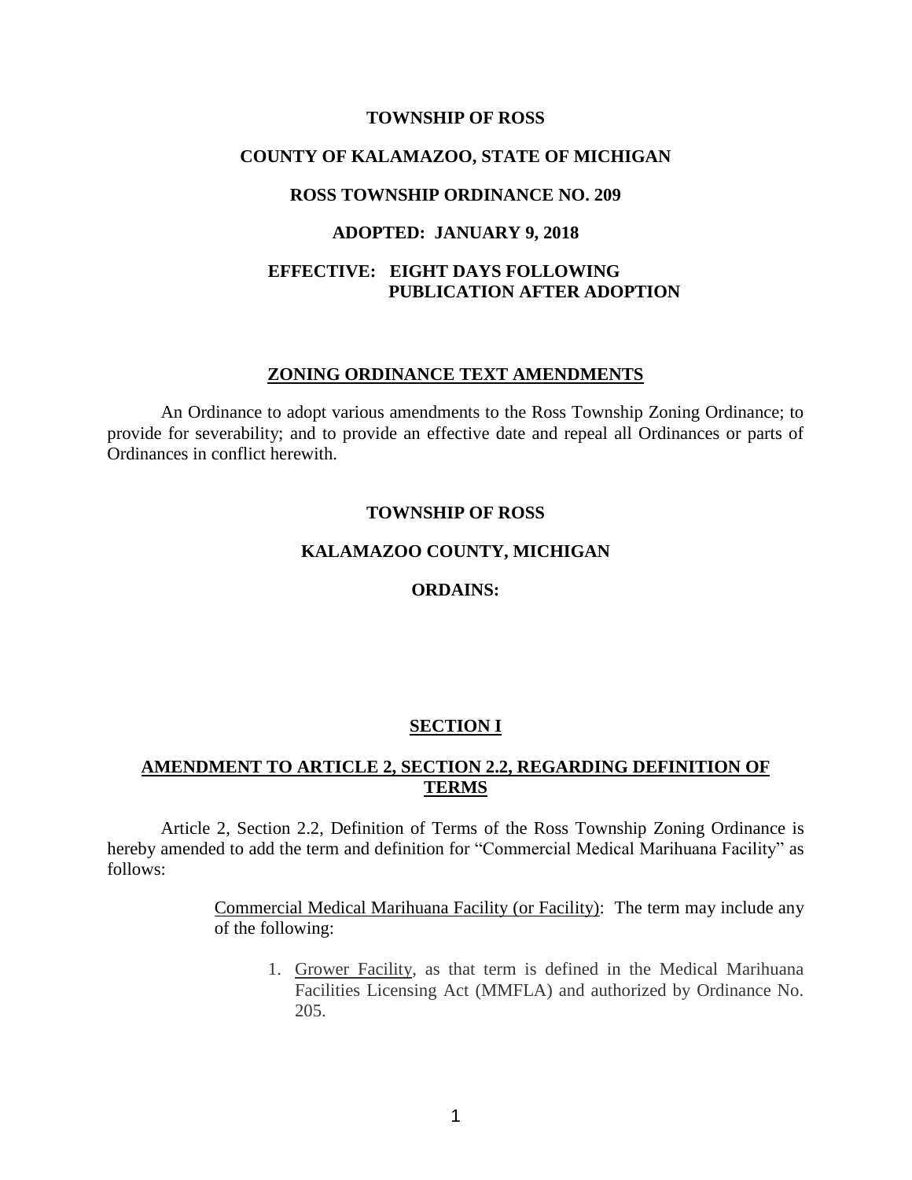**TOWNSHIP OF ROSS**

**COUNTY OF KALAMAZOO, STATE OF MICHIGAN**

**ROSS TOWNSHIP ORDINANCE NO. 209**

**ADOPTED: JANUARY 9, 2018**

**EFFECTIVE: EIGHT DAYS FOLLOWING PUBLICATION AFTER ADOPTION**

## ZONING ORDINANCE TEXT AMENDMENTS

An Ordinance to adopt various amendments to the Ross Township Zoning Ordinance; to provide for severability; and to provide an effective date and repeal all Ordinances or parts of Ordinances in conflict herewith.

**TOWNSHIP OF ROSS**

**KALAMAZOO COUNTY, MICHIGAN**

**ORDAINS:**

## SECTION I

## AMENDMENT TO ARTICLE 2, SECTION 2.2, REGARDING DEFINITION OF TERMS

Article 2, Section 2.2, Definition of Terms of the Ross Township Zoning Ordinance is hereby amended to add the term and definition for "Commercial Medical Marihuana Facility" as follows:

> Commercial Medical Marihuana Facility (or Facility): The term may include any of the following:
>
> 1. Grower Facility, as that term is defined in the Medical Marihuana Facilities Licensing Act (MMFLA) and authorized by Ordinance No. 205.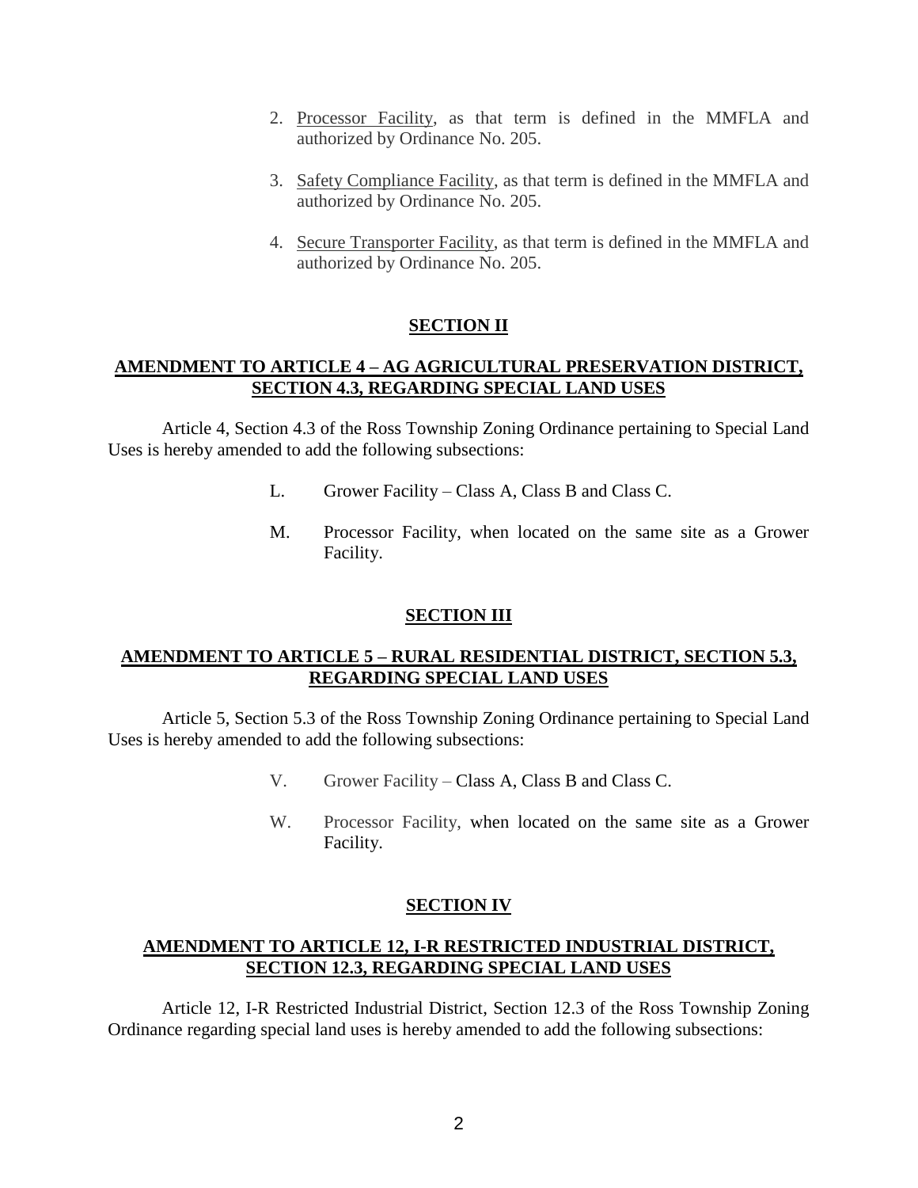2. Processor Facility, as that term is defined in the MMFLA and authorized by Ordinance No. 205.

3. Safety Compliance Facility, as that term is defined in the MMFLA and authorized by Ordinance No. 205.

4. Secure Transporter Facility, as that term is defined in the MMFLA and authorized by Ordinance No. 205.

## SECTION II

## AMENDMENT TO ARTICLE 4 – AG AGRICULTURAL PRESERVATION DISTRICT, SECTION 4.3, REGARDING SPECIAL LAND USES

Article 4, Section 4.3 of the Ross Township Zoning Ordinance pertaining to Special Land Uses is hereby amended to add the following subsections:

L. Grower Facility – Class A, Class B and Class C.

M. Processor Facility, when located on the same site as a Grower Facility.

## SECTION III

## AMENDMENT TO ARTICLE 5 – RURAL RESIDENTIAL DISTRICT, SECTION 5.3, REGARDING SPECIAL LAND USES

Article 5, Section 5.3 of the Ross Township Zoning Ordinance pertaining to Special Land Uses is hereby amended to add the following subsections:

V. Grower Facility – Class A, Class B and Class C.

W. Processor Facility, when located on the same site as a Grower Facility.

## SECTION IV

## AMENDMENT TO ARTICLE 12, I-R RESTRICTED INDUSTRIAL DISTRICT, SECTION 12.3, REGARDING SPECIAL LAND USES

Article 12, I-R Restricted Industrial District, Section 12.3 of the Ross Township Zoning Ordinance regarding special land uses is hereby amended to add the following subsections: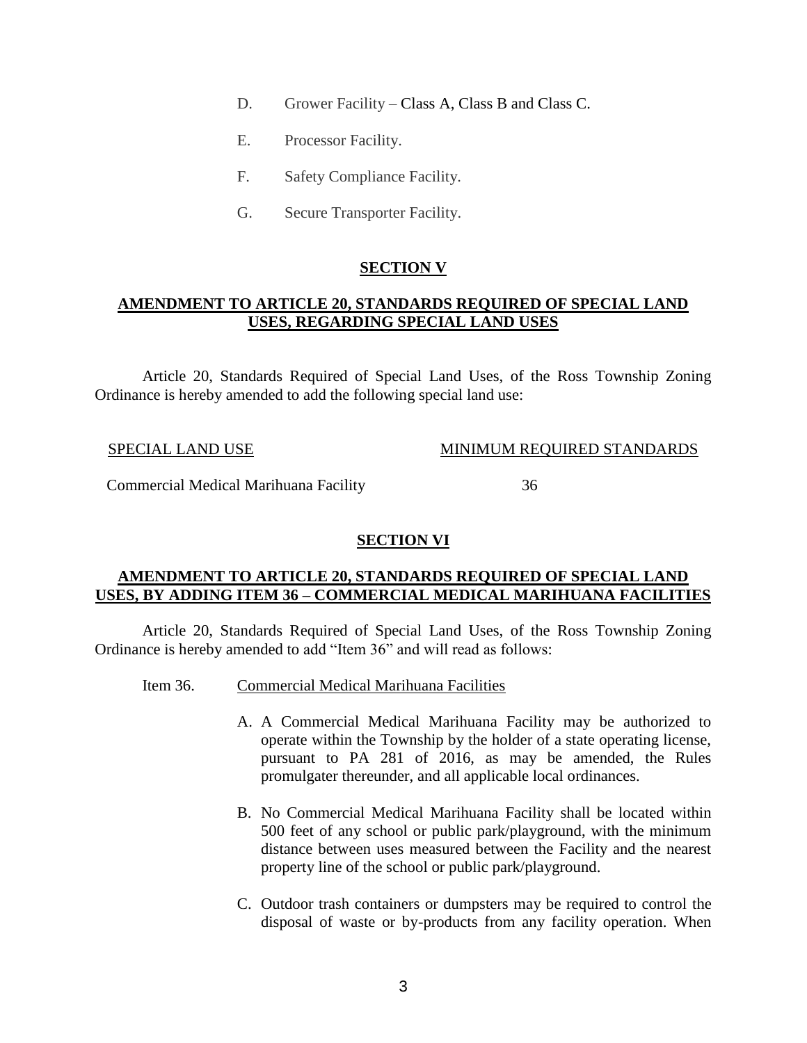D. Grower Facility – Class A, Class B and Class C.

E. Processor Facility.

F. Safety Compliance Facility.

G. Secure Transporter Facility.

## SECTION V

## AMENDMENT TO ARTICLE 20, STANDARDS REQUIRED OF SPECIAL LAND USES, REGARDING SPECIAL LAND USES

Article 20, Standards Required of Special Land Uses, of the Ross Township Zoning Ordinance is hereby amended to add the following special land use:

| SPECIAL LAND USE | MINIMUM REQUIRED STANDARDS |
| --- | --- |
| Commercial Medical Marihuana Facility | 36 |

## SECTION VI

## AMENDMENT TO ARTICLE 20, STANDARDS REQUIRED OF SPECIAL LAND USES, BY ADDING ITEM 36 – COMMERCIAL MEDICAL MARIHUANA FACILITIES

Article 20, Standards Required of Special Land Uses, of the Ross Township Zoning Ordinance is hereby amended to add "Item 36" and will read as follows:

Item 36. Commercial Medical Marihuana Facilities

A. A Commercial Medical Marihuana Facility may be authorized to operate within the Township by the holder of a state operating license, pursuant to PA 281 of 2016, as may be amended, the Rules promulgater thereunder, and all applicable local ordinances.

B. No Commercial Medical Marihuana Facility shall be located within 500 feet of any school or public park/playground, with the minimum distance between uses measured between the Facility and the nearest property line of the school or public park/playground.

C. Outdoor trash containers or dumpsters may be required to control the disposal of waste or by-products from any facility operation. When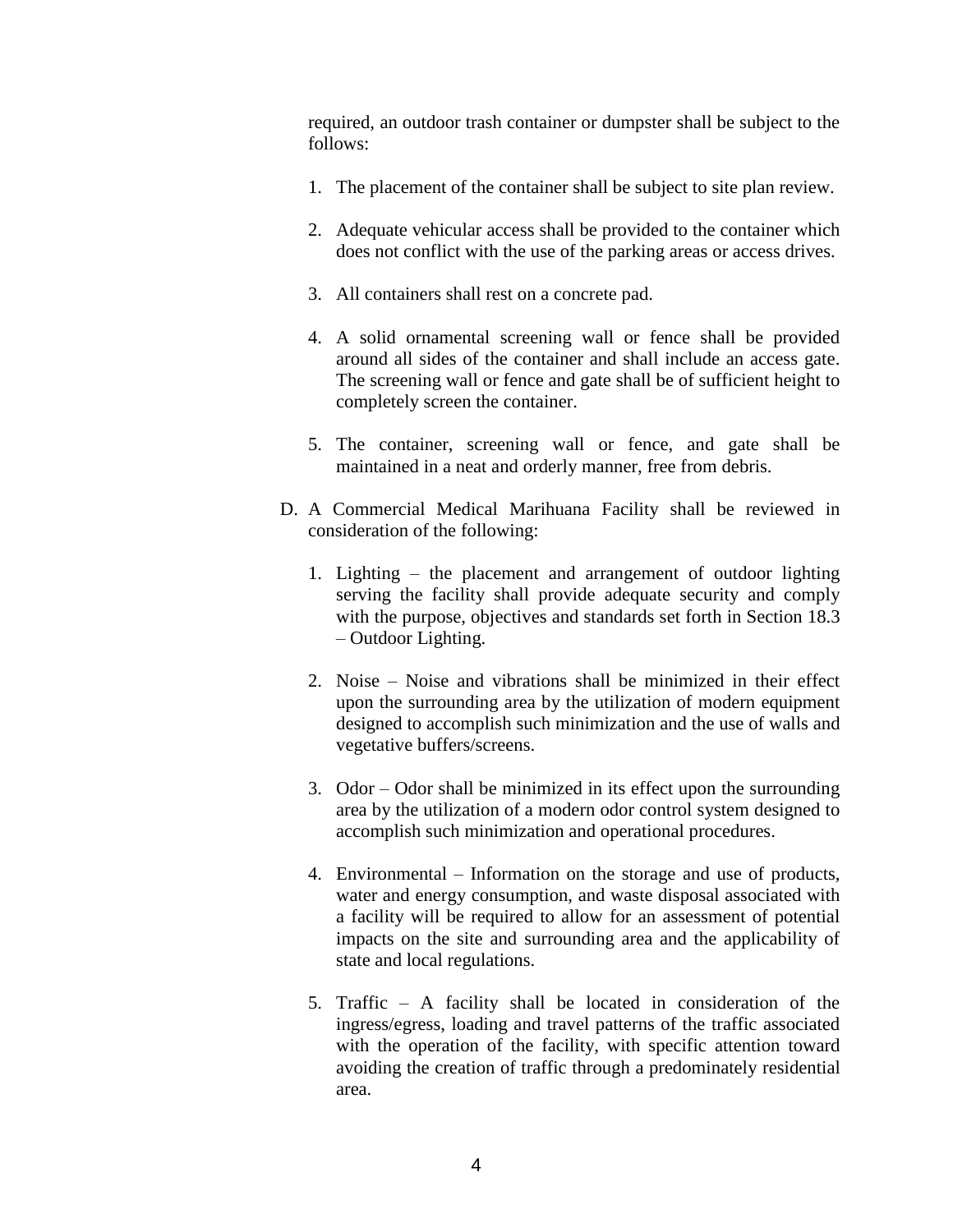required, an outdoor trash container or dumpster shall be subject to the follows:

1. The placement of the container shall be subject to site plan review.

2. Adequate vehicular access shall be provided to the container which does not conflict with the use of the parking areas or access drives.

3. All containers shall rest on a concrete pad.

4. A solid ornamental screening wall or fence shall be provided around all sides of the container and shall include an access gate. The screening wall or fence and gate shall be of sufficient height to completely screen the container.

5. The container, screening wall or fence, and gate shall be maintained in a neat and orderly manner, free from debris.

D. A Commercial Medical Marihuana Facility shall be reviewed in consideration of the following:

   1. Lighting – the placement and arrangement of outdoor lighting serving the facility shall provide adequate security and comply with the purpose, objectives and standards set forth in Section 18.3 – Outdoor Lighting.

   2. Noise – Noise and vibrations shall be minimized in their effect upon the surrounding area by the utilization of modern equipment designed to accomplish such minimization and the use of walls and vegetative buffers/screens.

   3. Odor – Odor shall be minimized in its effect upon the surrounding area by the utilization of a modern odor control system designed to accomplish such minimization and operational procedures.

   4. Environmental – Information on the storage and use of products, water and energy consumption, and waste disposal associated with a facility will be required to allow for an assessment of potential impacts on the site and surrounding area and the applicability of state and local regulations.

   5. Traffic – A facility shall be located in consideration of the ingress/egress, loading and travel patterns of the traffic associated with the operation of the facility, with specific attention toward avoiding the creation of traffic through a predominately residential area.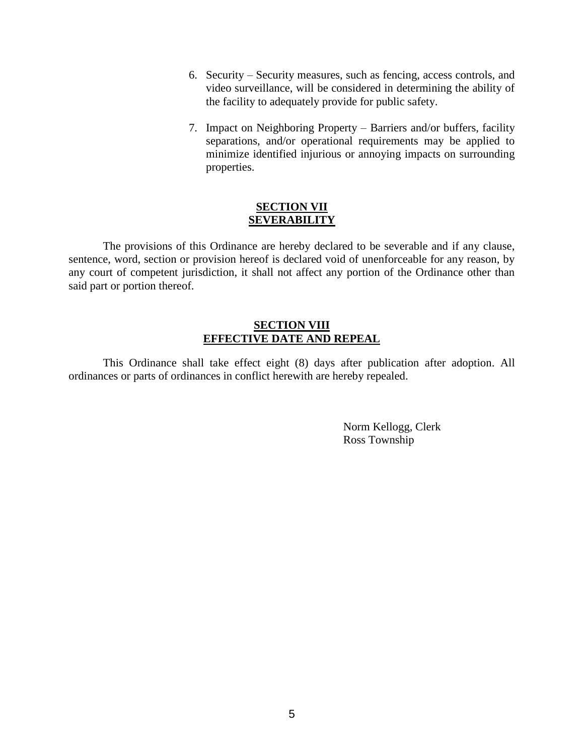6. Security – Security measures, such as fencing, access controls, and video surveillance, will be considered in determining the ability of the facility to adequately provide for public safety.

7. Impact on Neighboring Property – Barriers and/or buffers, facility separations, and/or operational requirements may be applied to minimize identified injurious or annoying impacts on surrounding properties.

## SECTION VII
## SEVERABILITY

The provisions of this Ordinance are hereby declared to be severable and if any clause, sentence, word, section or provision hereof is declared void of unenforceable for any reason, by any court of competent jurisdiction, it shall not affect any portion of the Ordinance other than said part or portion thereof.

## SECTION VIII
## EFFECTIVE DATE AND REPEAL

This Ordinance shall take effect eight (8) days after publication after adoption. All ordinances or parts of ordinances in conflict herewith are hereby repealed.

Norm Kellogg, Clerk
Ross Township